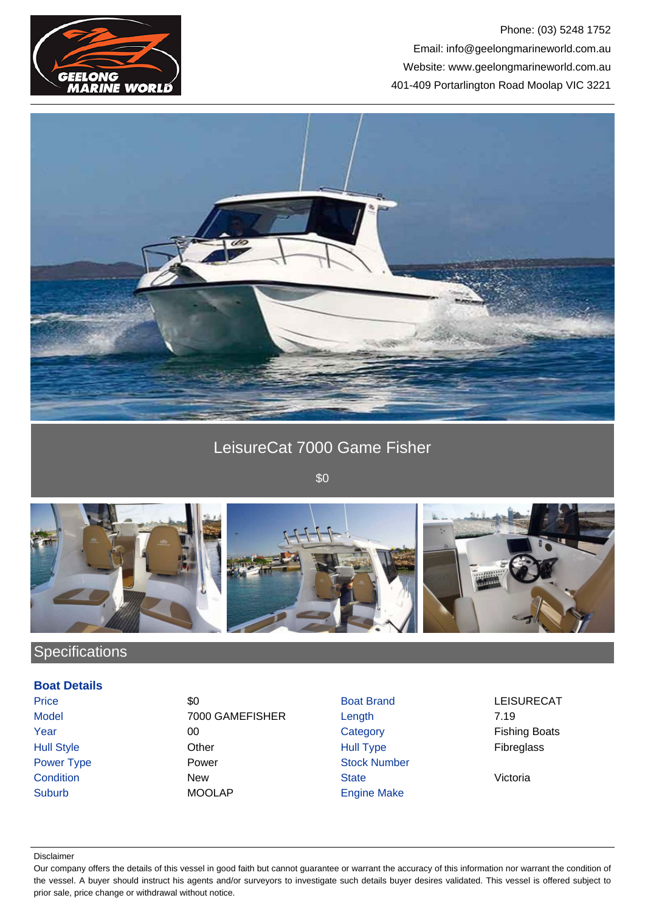Phone: (03) 5248 1752
Email: info@geelongmarineworld.com.au
Website: www.geelongmarineworld.com.au
401-409 Portarlington Road Moolap VIC 3221

# LeisureCat 7000 Game Fisher

$0

## Specifications

### Boat Details

| | | | |
|---|---|---|---|
| Price | $0 | Boat Brand | LEISURECAT |
| Model | 7000 GAMEFISHER | Length | 7.19 |
| Year | 00 | Category | Fishing Boats |
| Hull Style | Other | Hull Type | Fibreglass |
| Power Type | Power | Stock Number | |
| Condition | New | State | Victoria |
| Suburb | MOOLAP | Engine Make | |

Disclaimer

Our company offers the details of this vessel in good faith but cannot guarantee or warrant the accuracy of this information nor warrant the condition of the vessel. A buyer should instruct his agents and/or surveyors to investigate such details buyer desires validated. This vessel is offered subject to prior sale, price change or withdrawal without notice.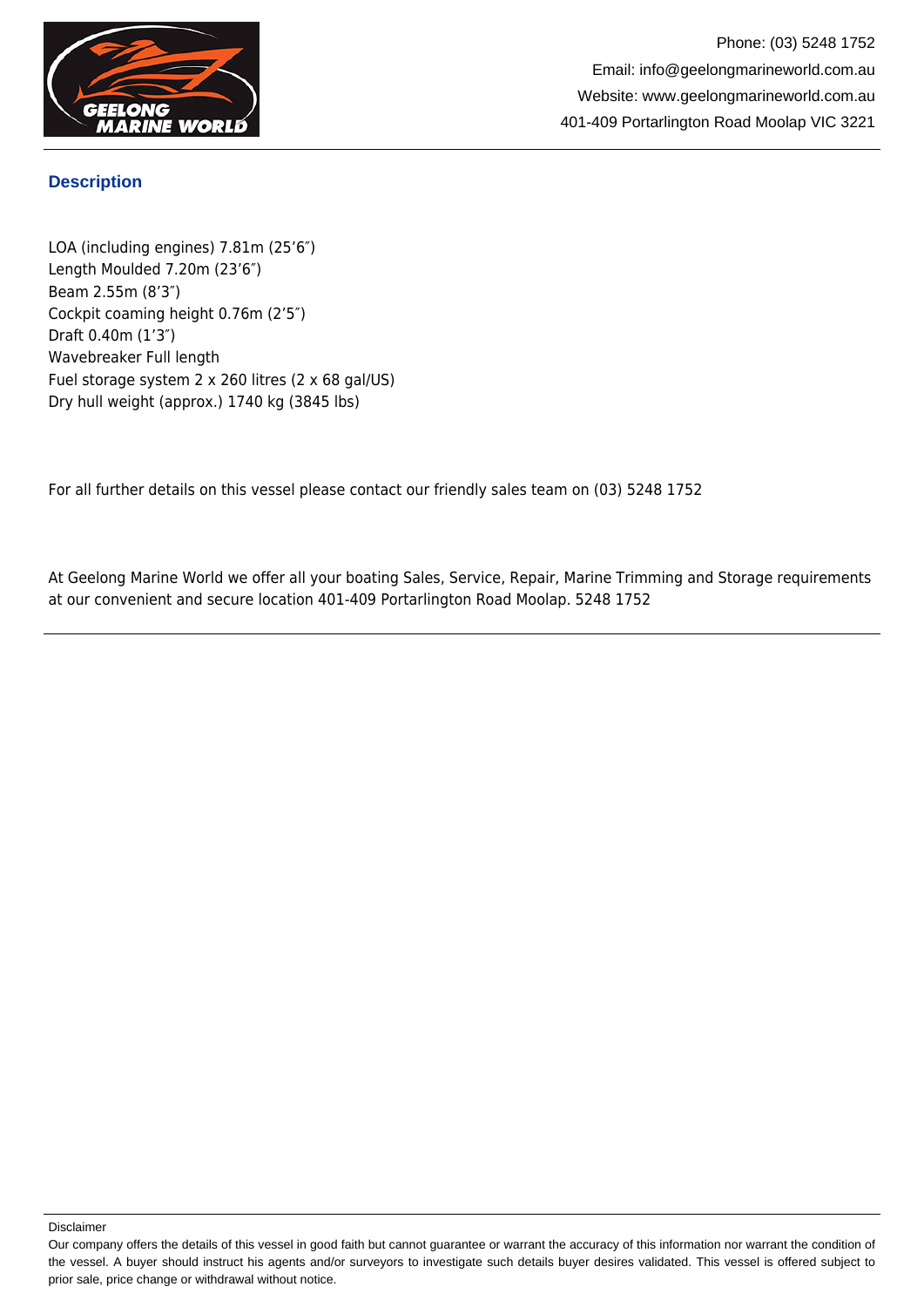## Description

LOA (including engines) 7.81m (25′6″)
Length Moulded 7.20m (23′6″)
Beam 2.55m (8′3″)
Cockpit coaming height 0.76m (2′5″)
Draft 0.40m (1′3″)
Wavebreaker Full length
Fuel storage system 2 x 260 litres (2 x 68 gal/US)
Dry hull weight (approx.) 1740 kg (3845 lbs)

For all further details on this vessel please contact our friendly sales team on (03) 5248 1752

At Geelong Marine World we offer all your boating Sales, Service, Repair, Marine Trimming and Storage requirements at our convenient and secure location 401-409 Portarlington Road Moolap. 5248 1752

Disclaimer

Our company offers the details of this vessel in good faith but cannot guarantee or warrant the accuracy of this information nor warrant the condition of the vessel. A buyer should instruct his agents and/or surveyors to investigate such details buyer desires validated. This vessel is offered subject to prior sale, price change or withdrawal without notice.